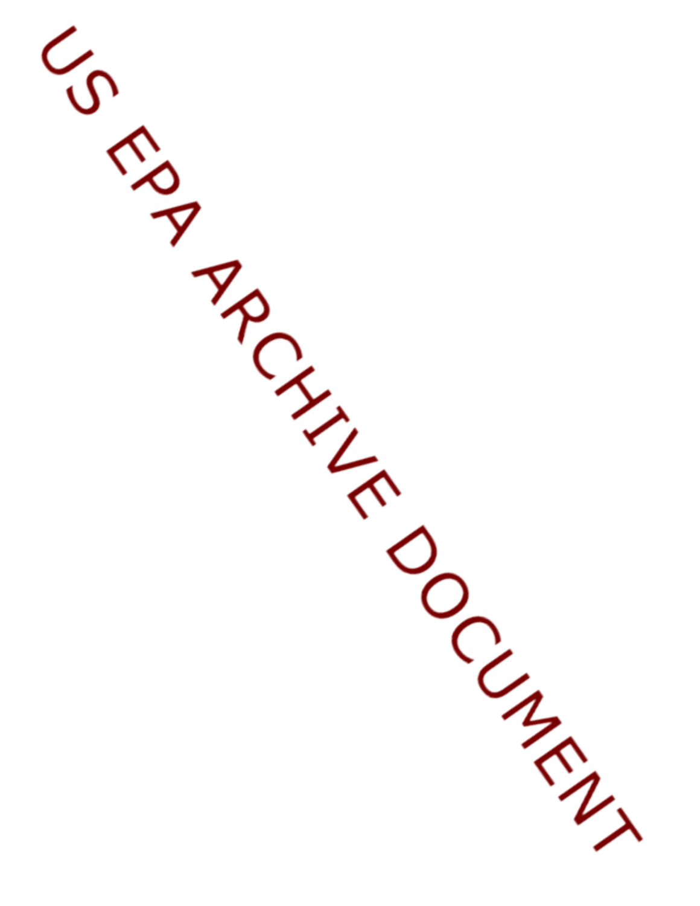US EPA ARCHIVE DOCUMENT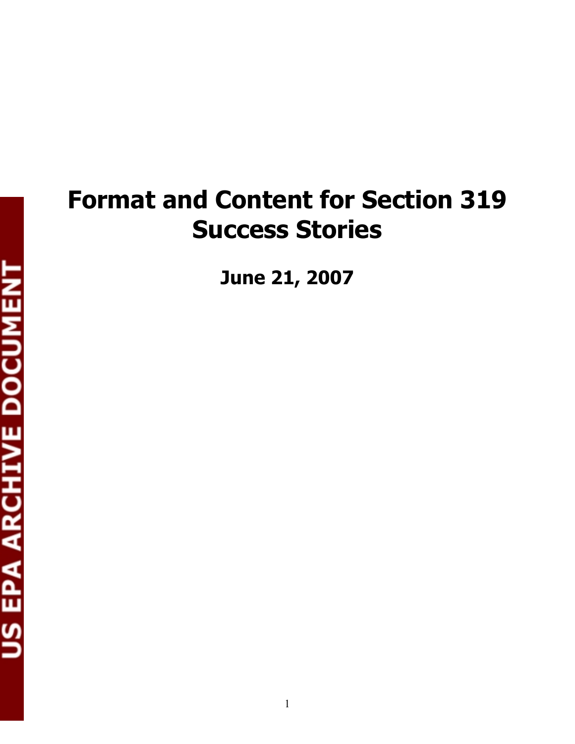# Format and Content for Section 319 Success Stories

**June 21, 2007**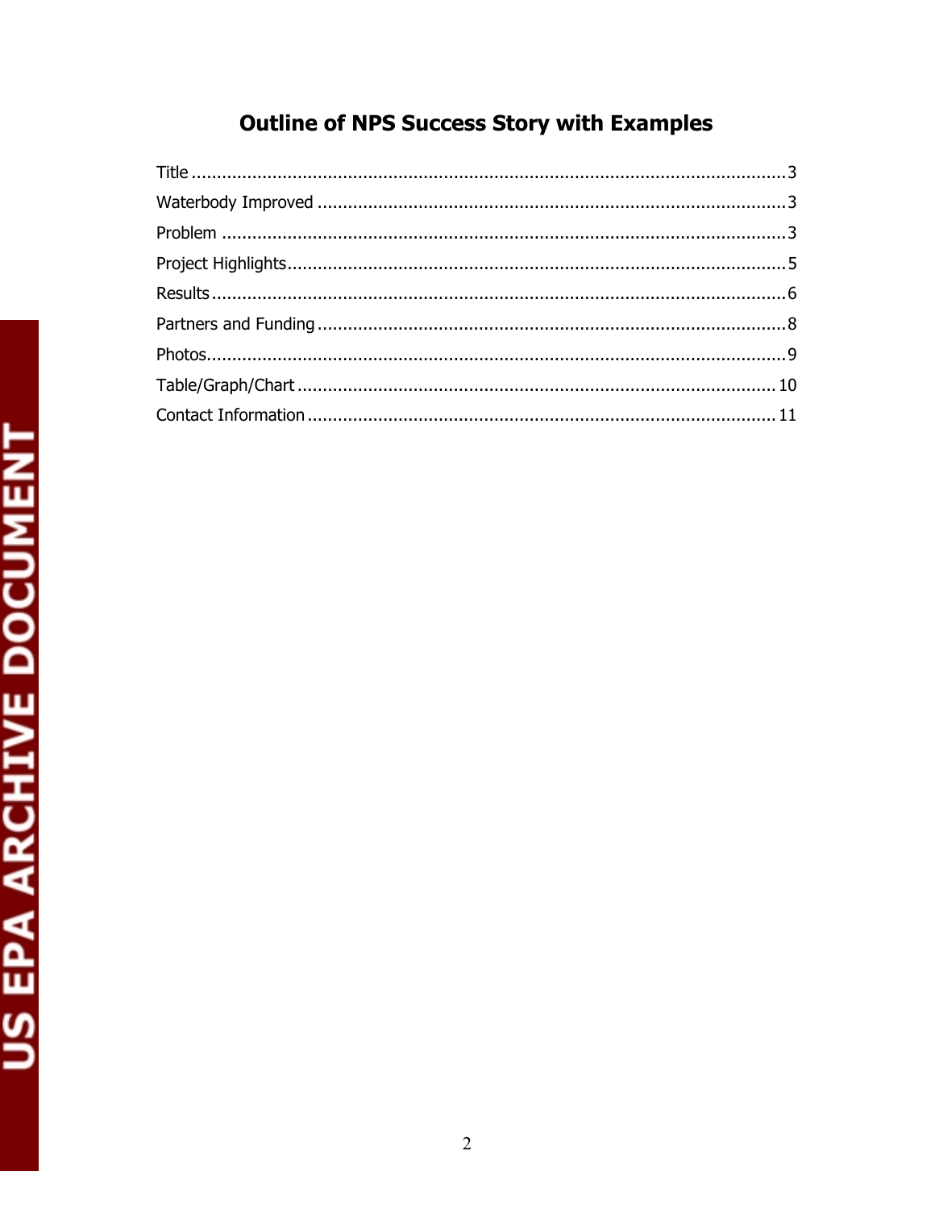# Outline of NPS Success Story with Examples

Title .................................................................................................................... 3

Waterbody Improved ............................................................................................ 3

Problem ............................................................................................................... 3

Project Highlights.................................................................................................. 5

Results ................................................................................................................. 6

Partners and Funding ............................................................................................ 8

Photos................................................................................................................... 9

Table/Graph/Chart .............................................................................................. 10

Contact Information ............................................................................................ 11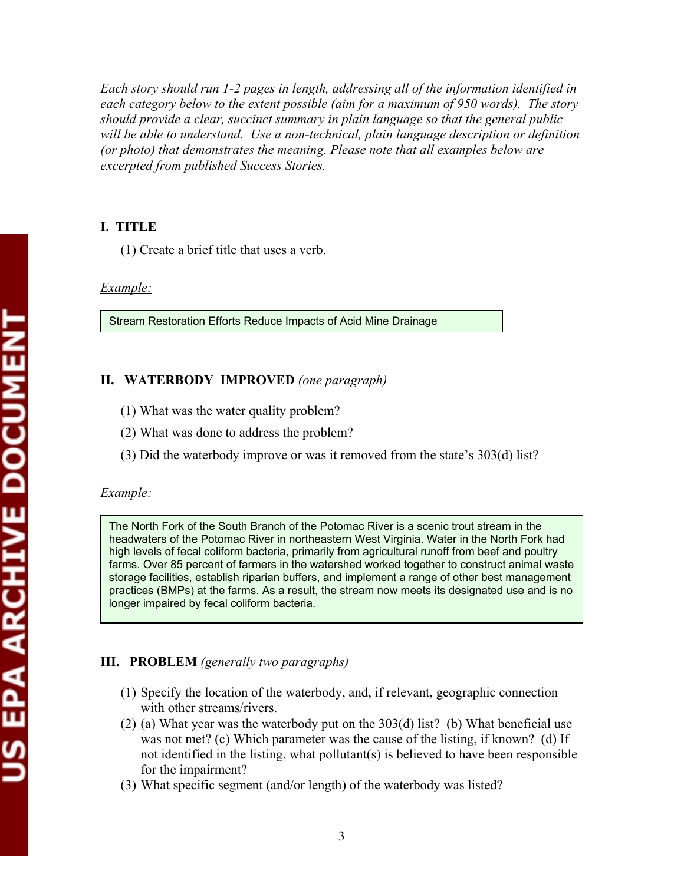*Each story should run 1-2 pages in length, addressing all of the information identified in each category below to the extent possible (aim for a maximum of 950 words). The story should provide a clear, succinct summary in plain language so that the general public will be able to understand. Use a non-technical, plain language description or definition (or photo) that demonstrates the meaning. Please note that all examples below are excerpted from published Success Stories.*

## I. TITLE

(1) Create a brief title that uses a verb.

*Example:*

> Stream Restoration Efforts Reduce Impacts of Acid Mine Drainage

## II. WATERBODY IMPROVED *(one paragraph)*

(1) What was the water quality problem?

(2) What was done to address the problem?

(3) Did the waterbody improve or was it removed from the state's 303(d) list?

*Example:*

> The North Fork of the South Branch of the Potomac River is a scenic trout stream in the headwaters of the Potomac River in northeastern West Virginia. Water in the North Fork had high levels of fecal coliform bacteria, primarily from agricultural runoff from beef and poultry farms. Over 85 percent of farmers in the watershed worked together to construct animal waste storage facilities, establish riparian buffers, and implement a range of other best management practices (BMPs) at the farms. As a result, the stream now meets its designated use and is no longer impaired by fecal coliform bacteria.

## III. PROBLEM *(generally two paragraphs)*

(1) Specify the location of the waterbody, and, if relevant, geographic connection with other streams/rivers.

(2) (a) What year was the waterbody put on the 303(d) list? (b) What beneficial use was not met? (c) Which parameter was the cause of the listing, if known? (d) If not identified in the listing, what pollutant(s) is believed to have been responsible for the impairment?

(3) What specific segment (and/or length) of the waterbody was listed?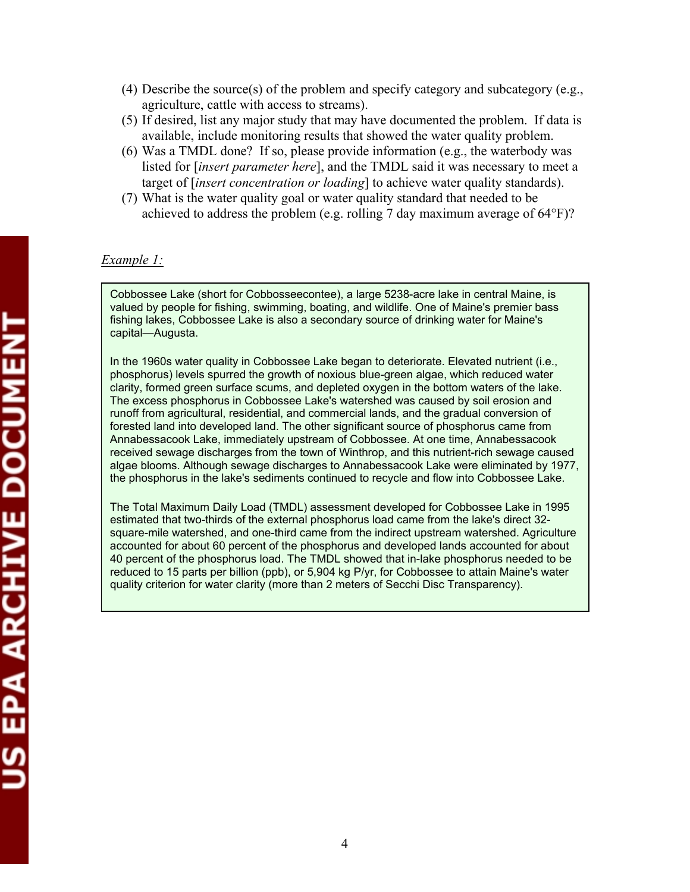(4) Describe the source(s) of the problem and specify category and subcategory (e.g., agriculture, cattle with access to streams).

(5) If desired, list any major study that may have documented the problem. If data is available, include monitoring results that showed the water quality problem.

(6) Was a TMDL done? If so, please provide information (e.g., the waterbody was listed for [*insert parameter here*], and the TMDL said it was necessary to meet a target of [*insert concentration or loading*] to achieve water quality standards).

(7) What is the water quality goal or water quality standard that needed to be achieved to address the problem (e.g. rolling 7 day maximum average of 64°F)?

*Example 1:*

> Cobbossee Lake (short for Cobbosseecontee), a large 5238-acre lake in central Maine, is valued by people for fishing, swimming, boating, and wildlife. One of Maine's premier bass fishing lakes, Cobbossee Lake is also a secondary source of drinking water for Maine's capital—Augusta.
>
> In the 1960s water quality in Cobbossee Lake began to deteriorate. Elevated nutrient (i.e., phosphorus) levels spurred the growth of noxious blue-green algae, which reduced water clarity, formed green surface scums, and depleted oxygen in the bottom waters of the lake. The excess phosphorus in Cobbossee Lake's watershed was caused by soil erosion and runoff from agricultural, residential, and commercial lands, and the gradual conversion of forested land into developed land. The other significant source of phosphorus came from Annabessacook Lake, immediately upstream of Cobbossee. At one time, Annabessacook received sewage discharges from the town of Winthrop, and this nutrient-rich sewage caused algae blooms. Although sewage discharges to Annabessacook Lake were eliminated by 1977, the phosphorus in the lake's sediments continued to recycle and flow into Cobbossee Lake.
>
> The Total Maximum Daily Load (TMDL) assessment developed for Cobbossee Lake in 1995 estimated that two-thirds of the external phosphorus load came from the lake's direct 32-square-mile watershed, and one-third came from the indirect upstream watershed. Agriculture accounted for about 60 percent of the phosphorus and developed lands accounted for about 40 percent of the phosphorus load. The TMDL showed that in-lake phosphorus needed to be reduced to 15 parts per billion (ppb), or 5,904 kg P/yr, for Cobbossee to attain Maine's water quality criterion for water clarity (more than 2 meters of Secchi Disc Transparency).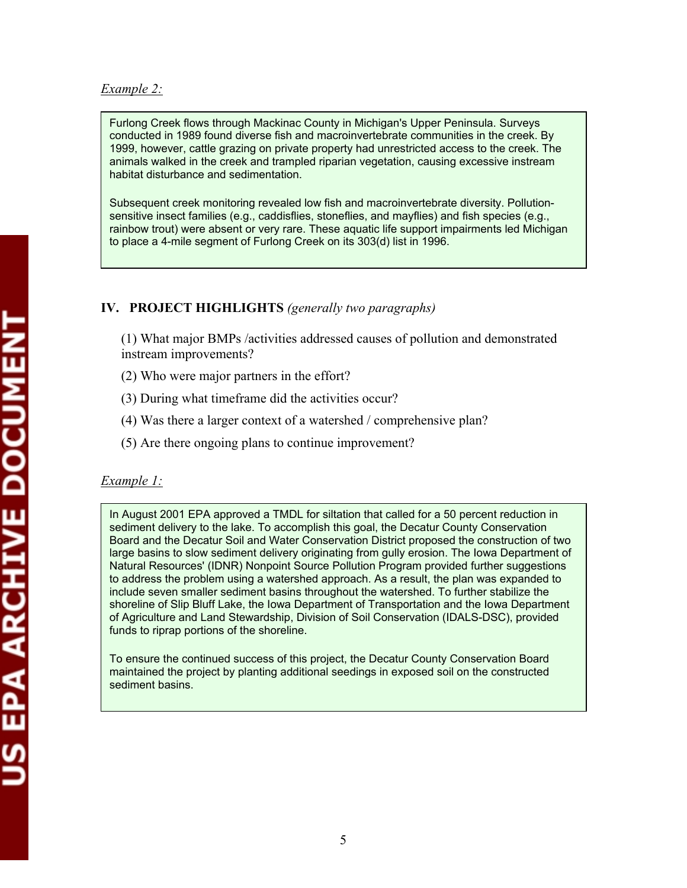*Example 2:*

> Furlong Creek flows through Mackinac County in Michigan's Upper Peninsula. Surveys conducted in 1989 found diverse fish and macroinvertebrate communities in the creek. By 1999, however, cattle grazing on private property had unrestricted access to the creek. The animals walked in the creek and trampled riparian vegetation, causing excessive instream habitat disturbance and sedimentation.
>
> Subsequent creek monitoring revealed low fish and macroinvertebrate diversity. Pollution-sensitive insect families (e.g., caddisflies, stoneflies, and mayflies) and fish species (e.g., rainbow trout) were absent or very rare. These aquatic life support impairments led Michigan to place a 4-mile segment of Furlong Creek on its 303(d) list in 1996.

## IV. PROJECT HIGHLIGHTS *(generally two paragraphs)*

(1) What major BMPs /activities addressed causes of pollution and demonstrated instream improvements?

(2) Who were major partners in the effort?

(3) During what timeframe did the activities occur?

(4) Was there a larger context of a watershed / comprehensive plan?

(5) Are there ongoing plans to continue improvement?

*Example 1:*

> In August 2001 EPA approved a TMDL for siltation that called for a 50 percent reduction in sediment delivery to the lake. To accomplish this goal, the Decatur County Conservation Board and the Decatur Soil and Water Conservation District proposed the construction of two large basins to slow sediment delivery originating from gully erosion. The Iowa Department of Natural Resources' (IDNR) Nonpoint Source Pollution Program provided further suggestions to address the problem using a watershed approach. As a result, the plan was expanded to include seven smaller sediment basins throughout the watershed. To further stabilize the shoreline of Slip Bluff Lake, the Iowa Department of Transportation and the Iowa Department of Agriculture and Land Stewardship, Division of Soil Conservation (IDALS-DSC), provided funds to riprap portions of the shoreline.
>
> To ensure the continued success of this project, the Decatur County Conservation Board maintained the project by planting additional seedings in exposed soil on the constructed sediment basins.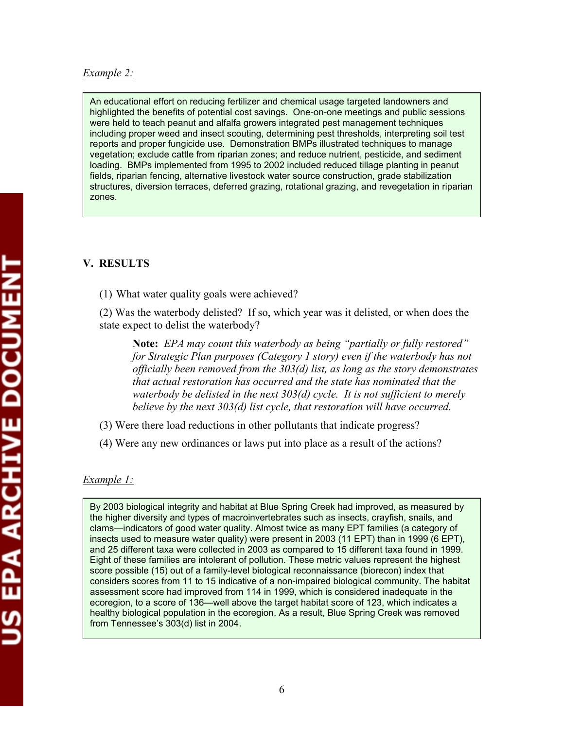*Example 2:*

> An educational effort on reducing fertilizer and chemical usage targeted landowners and highlighted the benefits of potential cost savings. One-on-one meetings and public sessions were held to teach peanut and alfalfa growers integrated pest management techniques including proper weed and insect scouting, determining pest thresholds, interpreting soil test reports and proper fungicide use. Demonstration BMPs illustrated techniques to manage vegetation; exclude cattle from riparian zones; and reduce nutrient, pesticide, and sediment loading. BMPs implemented from 1995 to 2002 included reduced tillage planting in peanut fields, riparian fencing, alternative livestock water source construction, grade stabilization structures, diversion terraces, deferred grazing, rotational grazing, and revegetation in riparian zones.

## V. RESULTS

(1) What water quality goals were achieved?

(2) Was the waterbody delisted? If so, which year was it delisted, or when does the state expect to delist the waterbody?

> **Note:** *EPA may count this waterbody as being "partially or fully restored" for Strategic Plan purposes (Category 1 story) even if the waterbody has not officially been removed from the 303(d) list, as long as the story demonstrates that actual restoration has occurred and the state has nominated that the waterbody be delisted in the next 303(d) cycle. It is not sufficient to merely believe by the next 303(d) list cycle, that restoration will have occurred.*

(3) Were there load reductions in other pollutants that indicate progress?

(4) Were any new ordinances or laws put into place as a result of the actions?

*Example 1:*

> By 2003 biological integrity and habitat at Blue Spring Creek had improved, as measured by the higher diversity and types of macroinvertebrates such as insects, crayfish, snails, and clams—indicators of good water quality. Almost twice as many EPT families (a category of insects used to measure water quality) were present in 2003 (11 EPT) than in 1999 (6 EPT), and 25 different taxa were collected in 2003 as compared to 15 different taxa found in 1999. Eight of these families are intolerant of pollution. These metric values represent the highest score possible (15) out of a family-level biological reconnaissance (biorecon) index that considers scores from 11 to 15 indicative of a non-impaired biological community. The habitat assessment score had improved from 114 in 1999, which is considered inadequate in the ecoregion, to a score of 136—well above the target habitat score of 123, which indicates a healthy biological population in the ecoregion. As a result, Blue Spring Creek was removed from Tennessee's 303(d) list in 2004.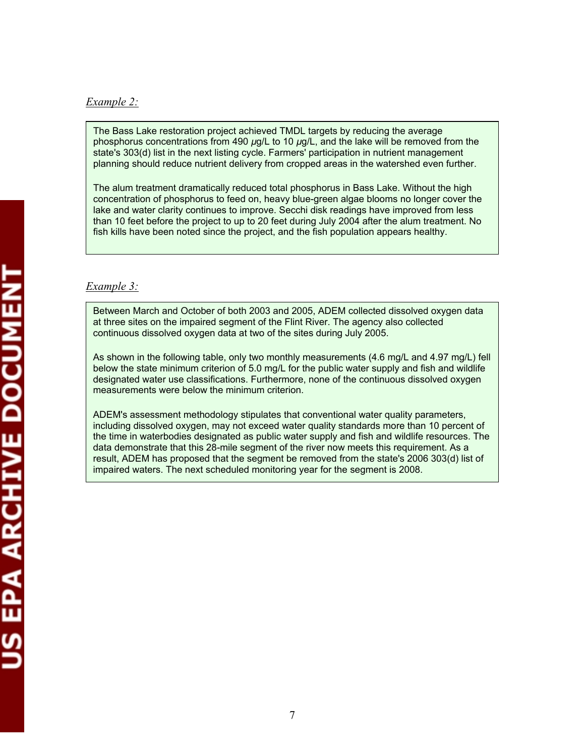*Example 2:*

The Bass Lake restoration project achieved TMDL targets by reducing the average phosphorus concentrations from 490 $\mu$g/L to 10 $\mu$g/L, and the lake will be removed from the state's 303(d) list in the next listing cycle. Farmers' participation in nutrient management planning should reduce nutrient delivery from cropped areas in the watershed even further.

The alum treatment dramatically reduced total phosphorus in Bass Lake. Without the high concentration of phosphorus to feed on, heavy blue-green algae blooms no longer cover the lake and water clarity continues to improve. Secchi disk readings have improved from less than 10 feet before the project to up to 20 feet during July 2004 after the alum treatment. No fish kills have been noted since the project, and the fish population appears healthy.

*Example 3:*

Between March and October of both 2003 and 2005, ADEM collected dissolved oxygen data at three sites on the impaired segment of the Flint River. The agency also collected continuous dissolved oxygen data at two of the sites during July 2005.

As shown in the following table, only two monthly measurements (4.6 mg/L and 4.97 mg/L) fell below the state minimum criterion of 5.0 mg/L for the public water supply and fish and wildlife designated water use classifications. Furthermore, none of the continuous dissolved oxygen measurements were below the minimum criterion.

ADEM's assessment methodology stipulates that conventional water quality parameters, including dissolved oxygen, may not exceed water quality standards more than 10 percent of the time in waterbodies designated as public water supply and fish and wildlife resources. The data demonstrate that this 28-mile segment of the river now meets this requirement. As a result, ADEM has proposed that the segment be removed from the state's 2006 303(d) list of impaired waters. The next scheduled monitoring year for the segment is 2008.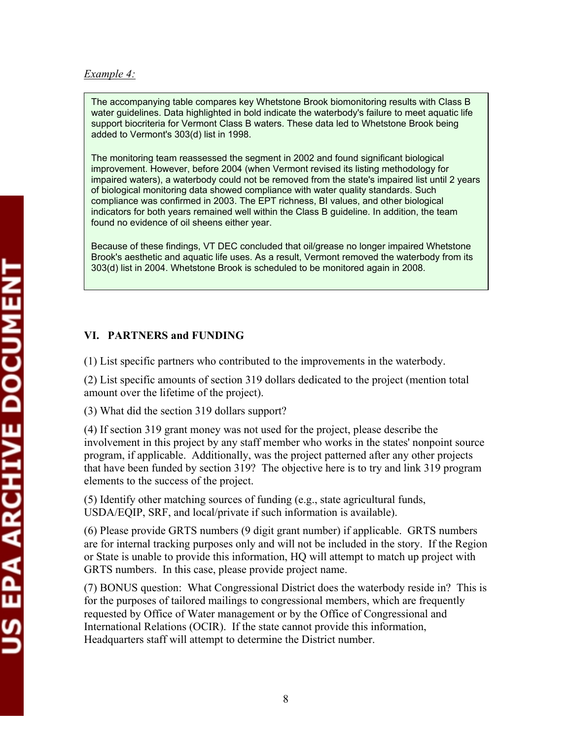*Example 4:*

> The accompanying table compares key Whetstone Brook biomonitoring results with Class B water guidelines. Data highlighted in bold indicate the waterbody's failure to meet aquatic life support biocriteria for Vermont Class B waters. These data led to Whetstone Brook being added to Vermont's 303(d) list in 1998.
>
> The monitoring team reassessed the segment in 2002 and found significant biological improvement. However, before 2004 (when Vermont revised its listing methodology for impaired waters), a waterbody could not be removed from the state's impaired list until 2 years of biological monitoring data showed compliance with water quality standards. Such compliance was confirmed in 2003. The EPT richness, BI values, and other biological indicators for both years remained well within the Class B guideline. In addition, the team found no evidence of oil sheens either year.
>
> Because of these findings, VT DEC concluded that oil/grease no longer impaired Whetstone Brook's aesthetic and aquatic life uses. As a result, Vermont removed the waterbody from its 303(d) list in 2004. Whetstone Brook is scheduled to be monitored again in 2008.

## VI. PARTNERS and FUNDING

(1) List specific partners who contributed to the improvements in the waterbody.

(2) List specific amounts of section 319 dollars dedicated to the project (mention total amount over the lifetime of the project).

(3) What did the section 319 dollars support?

(4) If section 319 grant money was not used for the project, please describe the involvement in this project by any staff member who works in the states' nonpoint source program, if applicable. Additionally, was the project patterned after any other projects that have been funded by section 319? The objective here is to try and link 319 program elements to the success of the project.

(5) Identify other matching sources of funding (e.g., state agricultural funds, USDA/EQIP, SRF, and local/private if such information is available).

(6) Please provide GRTS numbers (9 digit grant number) if applicable. GRTS numbers are for internal tracking purposes only and will not be included in the story. If the Region or State is unable to provide this information, HQ will attempt to match up project with GRTS numbers. In this case, please provide project name.

(7) BONUS question: What Congressional District does the waterbody reside in? This is for the purposes of tailored mailings to congressional members, which are frequently requested by Office of Water management or by the Office of Congressional and International Relations (OCIR). If the state cannot provide this information, Headquarters staff will attempt to determine the District number.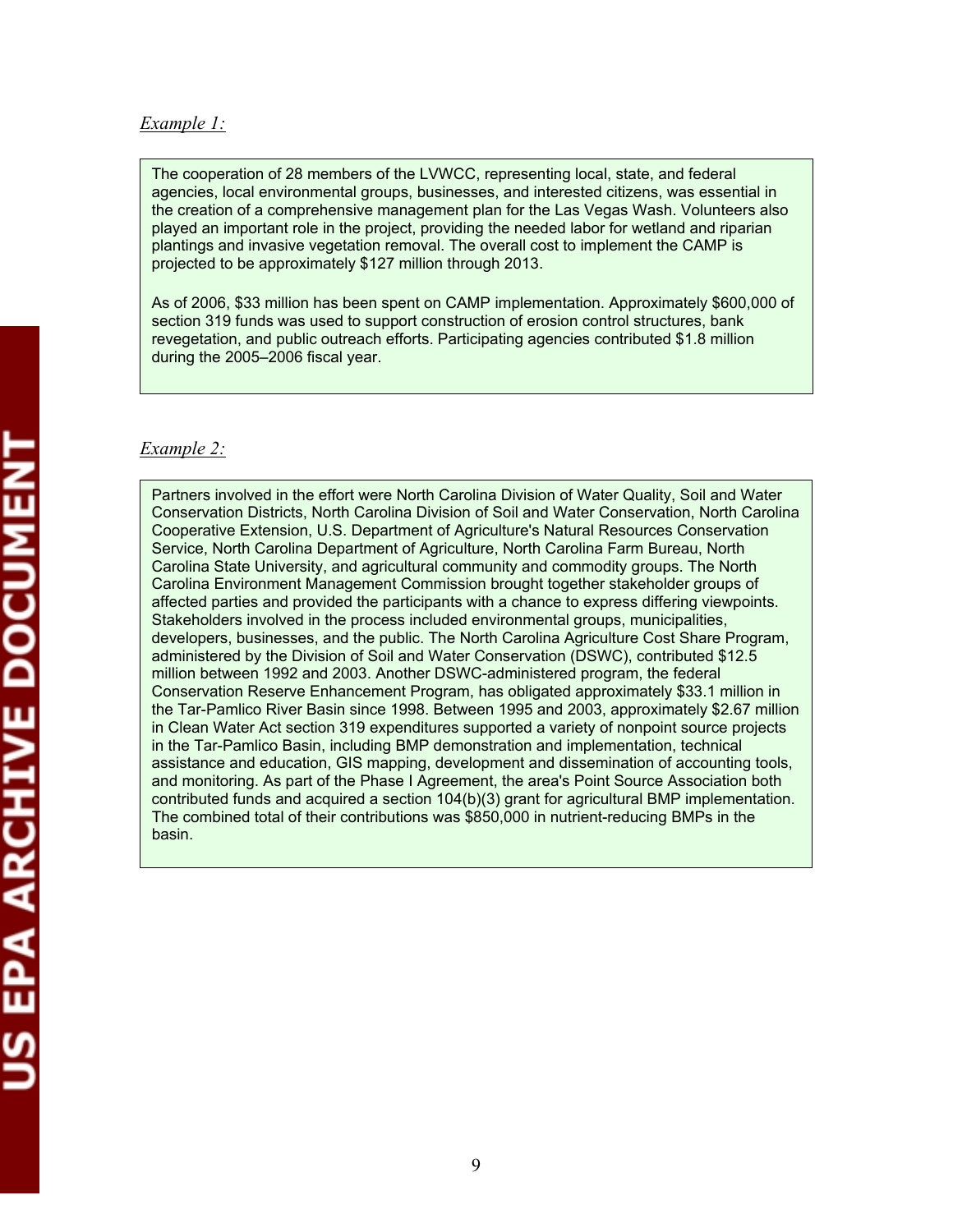*Example 1:*

The cooperation of 28 members of the LVWCC, representing local, state, and federal agencies, local environmental groups, businesses, and interested citizens, was essential in the creation of a comprehensive management plan for the Las Vegas Wash. Volunteers also played an important role in the project, providing the needed labor for wetland and riparian plantings and invasive vegetation removal. The overall cost to implement the CAMP is projected to be approximately $127 million through 2013.

As of 2006, $33 million has been spent on CAMP implementation. Approximately $600,000 of section 319 funds was used to support construction of erosion control structures, bank revegetation, and public outreach efforts. Participating agencies contributed $1.8 million during the 2005–2006 fiscal year.

*Example 2:*

Partners involved in the effort were North Carolina Division of Water Quality, Soil and Water Conservation Districts, North Carolina Division of Soil and Water Conservation, North Carolina Cooperative Extension, U.S. Department of Agriculture's Natural Resources Conservation Service, North Carolina Department of Agriculture, North Carolina Farm Bureau, North Carolina State University, and agricultural community and commodity groups. The North Carolina Environment Management Commission brought together stakeholder groups of affected parties and provided the participants with a chance to express differing viewpoints. Stakeholders involved in the process included environmental groups, municipalities, developers, businesses, and the public. The North Carolina Agriculture Cost Share Program, administered by the Division of Soil and Water Conservation (DSWC), contributed $12.5 million between 1992 and 2003. Another DSWC-administered program, the federal Conservation Reserve Enhancement Program, has obligated approximately $33.1 million in the Tar-Pamlico River Basin since 1998. Between 1995 and 2003, approximately $2.67 million in Clean Water Act section 319 expenditures supported a variety of nonpoint source projects in the Tar-Pamlico Basin, including BMP demonstration and implementation, technical assistance and education, GIS mapping, development and dissemination of accounting tools, and monitoring. As part of the Phase I Agreement, the area's Point Source Association both contributed funds and acquired a section 104(b)(3) grant for agricultural BMP implementation. The combined total of their contributions was $850,000 in nutrient-reducing BMPs in the basin.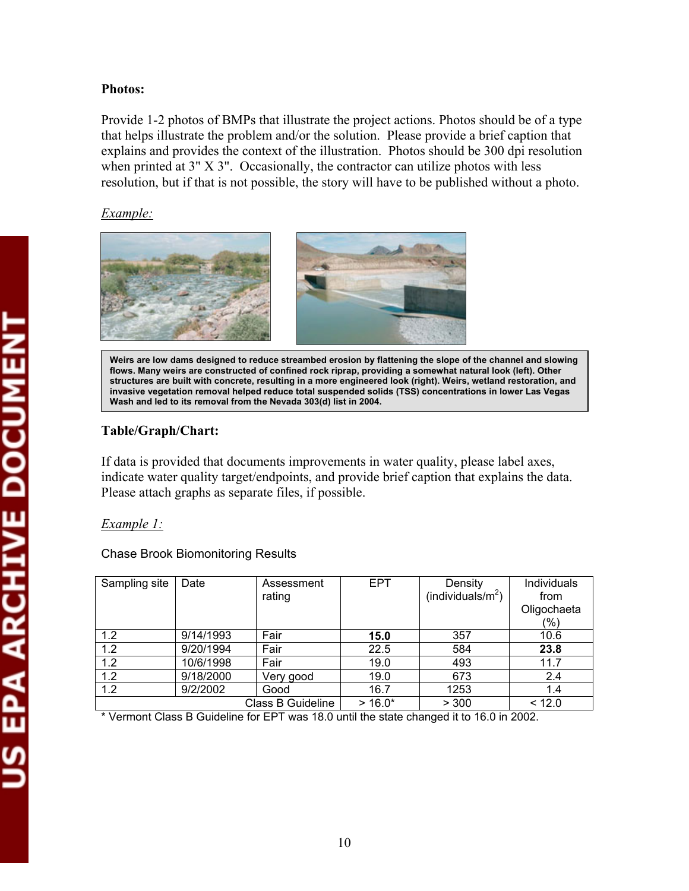**Photos:**

Provide 1-2 photos of BMPs that illustrate the project actions. Photos should be of a type that helps illustrate the problem and/or the solution. Please provide a brief caption that explains and provides the context of the illustration. Photos should be 300 dpi resolution when printed at 3" X 3". Occasionally, the contractor can utilize photos with less resolution, but if that is not possible, the story will have to be published without a photo.

*Example:*

**Weirs are low dams designed to reduce streambed erosion by flattening the slope of the channel and slowing flows. Many weirs are constructed of confined rock riprap, providing a somewhat natural look (left). Other structures are built with concrete, resulting in a more engineered look (right). Weirs, wetland restoration, and invasive vegetation removal helped reduce total suspended solids (TSS) concentrations in lower Las Vegas Wash and led to its removal from the Nevada 303(d) list in 2004.**

**Table/Graph/Chart:**

If data is provided that documents improvements in water quality, please label axes, indicate water quality target/endpoints, and provide brief caption that explains the data. Please attach graphs as separate files, if possible.

*Example 1:*

Chase Brook Biomonitoring Results

| Sampling site | Date | Assessment rating | EPT | Density (individuals/m$^2$) | Individuals from Oligochaeta (%) |
|---|---|---|---|---|---|
| 1.2 | 9/14/1993 | Fair | **15.0** | 357 | 10.6 |
| 1.2 | 9/20/1994 | Fair | 22.5 | 584 | **23.8** |
| 1.2 | 10/6/1998 | Fair | 19.0 | 493 | 11.7 |
| 1.2 | 9/18/2000 | Very good | 19.0 | 673 | 2.4 |
| 1.2 | 9/2/2002 | Good | 16.7 | 1253 | 1.4 |
| | | Class B Guideline | > 16.0* | > 300 | < 12.0 |

* Vermont Class B Guideline for EPT was 18.0 until the state changed it to 16.0 in 2002.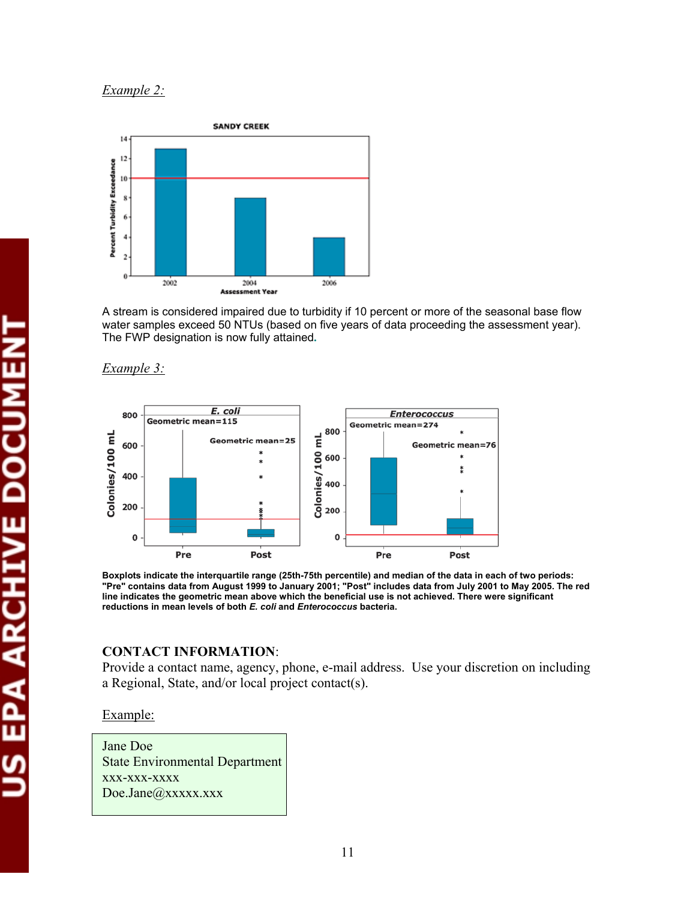*Example 2:*

SANDY CREEK

Percent Turbidity Exceedance

14
12
10
8
6
4
2
0

2002
2004
2006

Assessment Year

A stream is considered impaired due to turbidity if 10 percent or more of the seasonal base flow water samples exceed 50 NTUs (based on five years of data proceeding the assessment year). The FWP designation is now fully attained.

*Example 3:*

*E. coli*

Geometric mean=115

Geometric mean=25

Colonies/100 mL

800
600
400
200
0

Pre
Post

*Enterococcus*

Geometric mean=274

Geometric mean=76

Colonies/100 mL

800
600
400
200
0

Pre
Post

**Boxplots indicate the interquartile range (25th-75th percentile) and median of the data in each of two periods: "Pre" contains data from August 1999 to January 2001; "Post" includes data from July 2001 to May 2005. The red line indicates the geometric mean above which the beneficial use is not achieved. There were significant reductions in mean levels of both *E. coli* and *Enterococcus* bacteria.**

**CONTACT INFORMATION**:

Provide a contact name, agency, phone, e-mail address. Use your discretion on including a Regional, State, and/or local project contact(s).

Example:

Jane Doe
State Environmental Department
XXX-XXX-XXXX
Doe.Jane@xxxxx.xxx